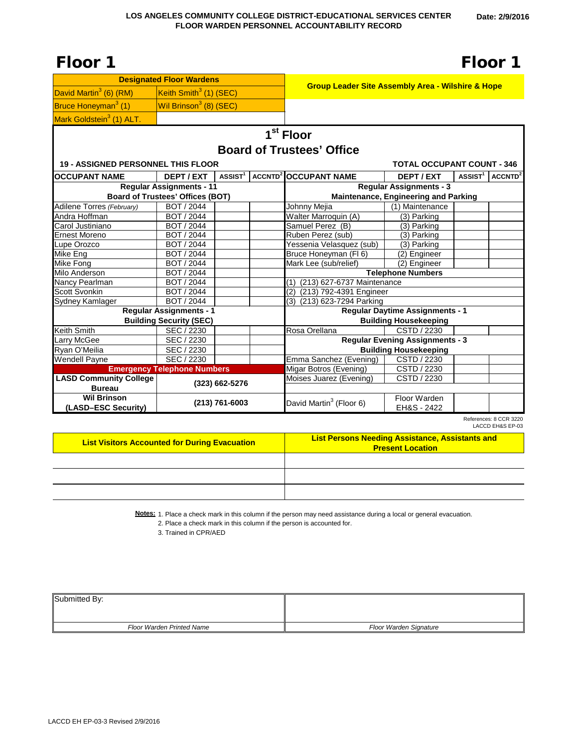**LOS ANGELES COMMUNITY COLLEGE DISTRICT-EDUCATIONAL SERVICES CENTER**
**FLOOR WARDEN PERSONNEL ACCOUNTABILITY RECORD**

**Date: 2/9/2016**

# Floor 1

| Designated Floor Wardens | |
|---|---|
| David Martin[3] (6) (RM) | Keith Smith[3] (1) (SEC) |
| Bruce Honeyman[3] (1) | Wil Brinson[3] (8) (SEC) |
| Mark Goldstein[3] (1) ALT. | |

**Group Leader Site Assembly Area - Wilshire & Hope**

## 1st Floor
## Board of Trustees' Office

**19 - ASSIGNED PERSONNEL THIS FLOOR**

**TOTAL OCCUPANT COUNT - 346**

| OCCUPANT NAME | DEPT / EXT | ASSIST[1] | ACCNTD[2] | OCCUPANT NAME | DEPT / EXT | ASSIST[1] | ACCNTD[2] |
|---|---|---|---|---|---|---|---|
| **Regular Assignments - 11 Board of Trustees' Offices (BOT)** | | | | **Regular Assignments - 3 Maintenance, Engineering and Parking** | | | |
| Adilene Torres *(February)* | BOT / 2044 | | | Johnny Mejia | (1) Maintenance | | |
| Andra Hoffman | BOT / 2044 | | | Walter Marroquin (A) | (3) Parking | | |
| Carol Justiniano | BOT / 2044 | | | Samuel Perez (B) | (3) Parking | | |
| Ernest Moreno | BOT / 2044 | | | Ruben Perez (sub) | (3) Parking | | |
| Lupe Orozco | BOT / 2044 | | | Yessenia Velasquez (sub) | (3) Parking | | |
| Mike Eng | BOT / 2044 | | | Bruce Honeyman (Fl 6) | (2) Engineer | | |
| Mike Fong | BOT / 2044 | | | Mark Lee (sub/relief) | (2) Engineer | | |
| Milo Anderson | BOT / 2044 | | | **Telephone Numbers** | | | |
| Nancy Pearlman | BOT / 2044 | | | (1) (213) 627-6737 Maintenance | | | |
| Scott Svonkin | BOT / 2044 | | | (2) (213) 792-4391 Engineer | | | |
| Sydney Kamlager | BOT / 2044 | | | (3) (213) 623-7294 Parking | | | |
| **Regular Assignments - 1 Building Security (SEC)** | | | | **Regular Daytime Assignments - 1 Building Housekeeping** | | | |
| Keith Smith | SEC / 2230 | | | Rosa Orellana | CSTD / 2230 | | |
| Larry McGee | SEC / 2230 | | | **Regular Evening Assignments - 3 Building Housekeeping** | | | |
| Ryan O'Meilia | SEC / 2230 | | | | | | |
| Wendell Payne | SEC / 2230 | | | Emma Sanchez (Evening) | CSTD / 2230 | | |
| **Emergency Telephone Numbers** | | | | Migar Botros (Evening) | CSTD / 2230 | | |
| **LASD Community College Bureau** | (323) 662-5276 | | | Moises Juarez (Evening) | CSTD / 2230 | | |
| **Wil Brinson (LASD–ESC Security)** | (213) 761-6003 | | | David Martin[3] (Floor 6) | Floor Warden EH&S - 2422 | | |

References: 8 CCR 3220
LACCD EH&S EP-03

| List Visitors Accounted for During Evacuation | List Persons Needing Assistance, Assistants and Present Location |
|---|---|
| | |
| | |
| | |

**Notes:** 1. Place a check mark in this column if the person may need assistance during a local or general evacuation.
2. Place a check mark in this column if the person is accounted for.
3. Trained in CPR/AED

| Submitted By: | |
|---|---|
| *Floor Warden Printed Name* | *Floor Warden Signature* |

LACCD EH EP-03-3 Revised 2/9/2016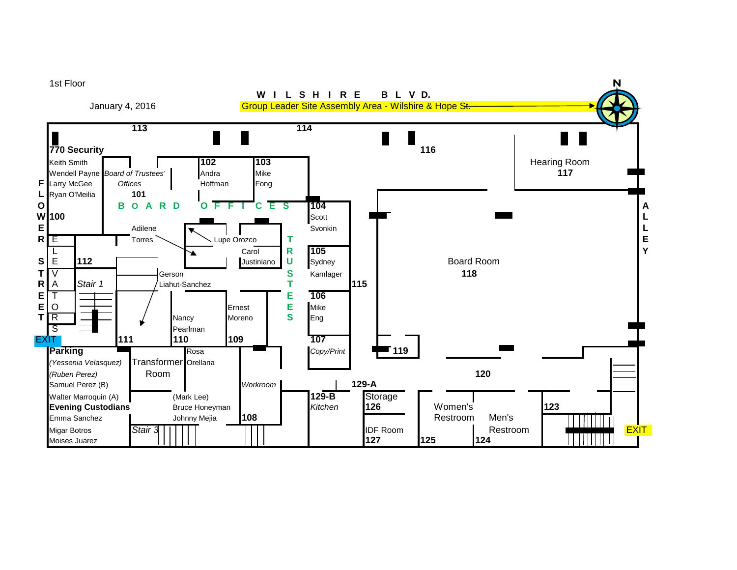1st Floor

January 4, 2016

**W I L S H I R E  B L V D.**

Group Leader Site Assembly Area - Wilshire & Hope St.

N

113

114

116

**770 Security**
Keith Smith
Wendell Payne
Larry McGee
Ryan O'Meilia

*Board of Trustees' Offices*
101

**102**
Andra Hoffman

**103**
Mike Fong

Hearing Room
**117**

**B O A R D  O F F I C E S**

**104**
Scott Svonkin

**100**

FLOWER STREET

ALLEY

Adilene Torres

Lupe Orozco

Carol Justiniano

ELEVATORS

**112**

Stair 1

**105**
Sydney Kamlager

Board Room
**118**

Gerson Liahut-Sanchez

**TRUSTEES**

**115**

**106**
Mike Eng

Ernest Moreno

Nancy Pearlman

EXIT

**111**

**110**

**109**

**107**
*Copy/Print*

**119**

**Parking**
*(Yessenia Velasquez)*
*(Ruben Perez)*
Samuel Perez (B)
Walter Marroquin (A)

Transformer Room

Rosa Orellana

*Workroom*

**120**

**129-A**

**Evening Custodians**
Emma Sanchez
Migar Botros
Moises Juarez

(Mark Lee)
Bruce Honeyman
Johnny Mejia

**129-B**
*Kitchen*

Storage
**126**

Women's Restroom

Men's Restroom

**123**

Stair 3

**108**

IDF Room
**127**

**125**

**124**

EXIT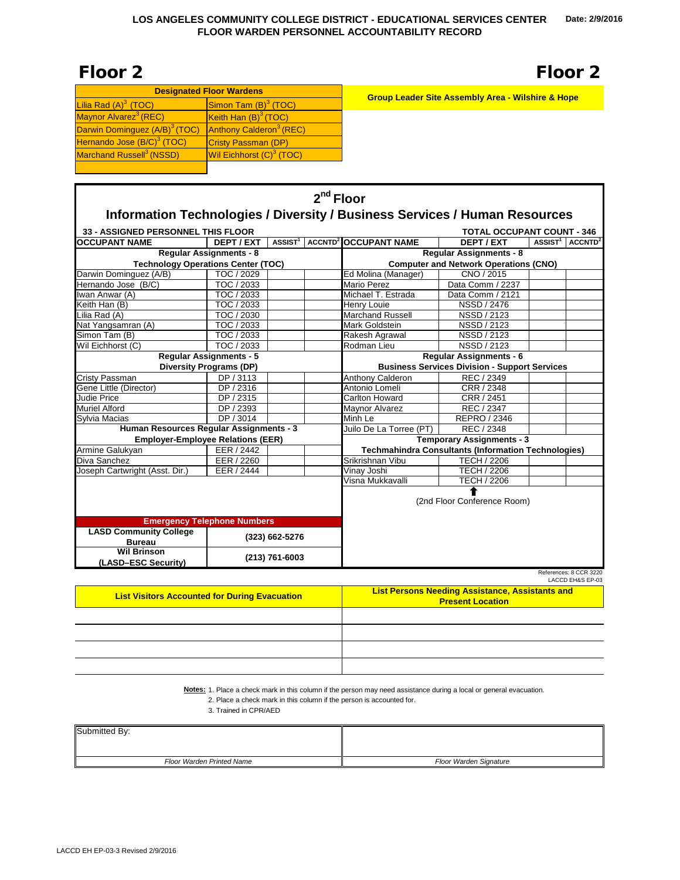**LOS ANGELES COMMUNITY COLLEGE DISTRICT - EDUCATIONAL SERVICES CENTER**
**FLOOR WARDEN PERSONNEL ACCOUNTABILITY RECORD**

Date: 2/9/2016

# Floor 2

| Designated Floor Wardens | |
|---|---|
| Lilia Rad (A)[3] (TOC) | Simon Tam (B)[3] (TOC) |
| Maynor Alvarez[3] (REC) | Keith Han (B)[3] (TOC) |
| Darwin Dominguez (A/B)[3] (TOC) | Anthony Calderon[3] (REC) |
| Hernando Jose (B/C)[3] (TOC) | Cristy Passman (DP) |
| Marchand Russell[3] (NSSD) | Wil Eichhorst (C)[3] (TOC) |
| | |

**Group Leader Site Assembly Area - Wilshire & Hope**

## 2nd Floor

## Information Technologies / Diversity / Business Services / Human Resources

**33 - ASSIGNED PERSONNEL THIS FLOOR** — **TOTAL OCCUPANT COUNT - 346**

| OCCUPANT NAME | DEPT / EXT | ASSIST[1] | ACCNTD[2] | OCCUPANT NAME | DEPT / EXT | ASSIST[1] | ACCNTD[2] |
|---|---|---|---|---|---|---|---|
| **Regular Assignments - 8** | | | | **Regular Assignments - 8** | | | |
| **Technology Operations Center (TOC)** | | | | **Computer and Network Operations (CNO)** | | | |
| Darwin Dominguez (A/B) | TOC / 2029 | | | Ed Molina (Manager) | CNO / 2015 | | |
| Hernando Jose (B/C) | TOC / 2033 | | | Mario Perez | Data Comm / 2237 | | |
| Iwan Anwar (A) | TOC / 2033 | | | Michael T. Estrada | Data Comm / 2121 | | |
| Keith Han (B) | TOC / 2033 | | | Henry Louie | NSSD / 2476 | | |
| Lilia Rad (A) | TOC / 2030 | | | Marchand Russell | NSSD / 2123 | | |
| Nat Yangsamran (A) | TOC / 2033 | | | Mark Goldstein | NSSD / 2123 | | |
| Simon Tam (B) | TOC / 2033 | | | Rakesh Agrawal | NSSD / 2123 | | |
| Wil Eichhorst (C) | TOC / 2033 | | | Rodman Lieu | NSSD / 2123 | | |
| **Regular Assignments - 5** | | | | **Regular Assignments - 6** | | | |
| **Diversity Programs (DP)** | | | | **Business Services Division - Support Services** | | | |
| Cristy Passman | DP / 3113 | | | Anthony Calderon | REC / 2349 | | |
| Gene Little (Director) | DP / 2316 | | | Antonio Lomeli | CRR / 2348 | | |
| Judie Price | DP / 2315 | | | Carlton Howard | CRR / 2451 | | |
| Muriel Alford | DP / 2393 | | | Maynor Alvarez | REC / 2347 | | |
| Sylvia Macias | DP / 3014 | | | Minh Le | REPRO / 2346 | | |
| **Human Resources Regular Assignments - 3** | | | | Juilo De La Torree (PT) | REC / 2348 | | |
| **Employer-Employee Relations (EER)** | | | | **Temporary Assignments - 3** | | | |
| | | | | **Techmahindra Consultants (Information Technologies)** | | | |
| Armine Galukyan | EER / 2442 | | | Srikrishnan Vibu | TECH / 2206 | | |
| Diva Sanchez | EER / 2260 | | | Vinay Joshi | TECH / 2206 | | |
| Joseph Cartwright (Asst. Dir.) | EER / 2444 | | | Visna Mukkavalli | TECH / 2206 | | |
| | | | | ⬆ (2nd Floor Conference Room) | | | |

| Emergency Telephone Numbers | |
|---|---|
| LASD Community College Bureau | (323) 662-5276 |
| Wil Brinson (LASD–ESC Security) | (213) 761-6003 |

References: 8 CCR 3220
LACCD EH&S EP-03

| List Visitors Accounted for During Evacuation | List Persons Needing Assistance, Assistants and Present Location |
|---|---|
| | |
| | |
| | |
| | |

**Notes:** 1. Place a check mark in this column if the person may need assistance during a local or general evacuation.
2. Place a check mark in this column if the person is accounted for.
3. Trained in CPR/AED

| Submitted By: | |
|---|---|
| *Floor Warden Printed Name* | *Floor Warden Signature* |

LACCD EH EP-03-3 Revised 2/9/2016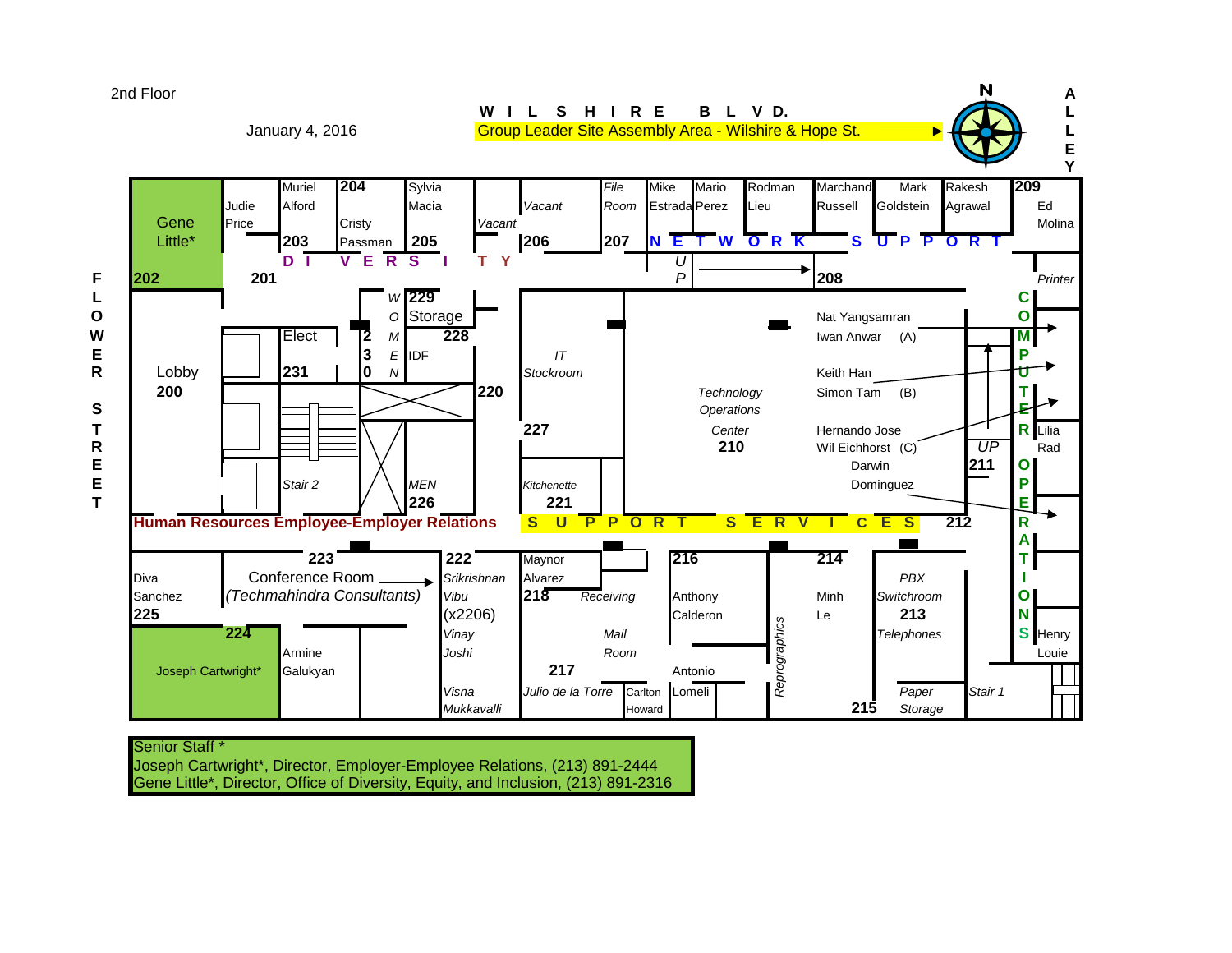2nd Floor

January 4, 2016

WILSHIRE BLVD.

Group Leader Site Assembly Area - Wilshire & Hope St.

N

ALLEY

FLOWER STREET

Gene Little*
202

Judie Price
201

Muriel Alford
203

204
Cristy Passman

Sylvia Macia
205

Vacant

Vacant
206

File Room
207

Mike Estrada

Mario Perez

Rodman Lieu

Marchand Russell

Mark Goldstein

Rakesh Agrawal

209
Ed Molina

DIVERSITY

NETWORK SUPPORT

UP

208

Printer

Lobby
200

Elect
231

230

WOMEN
229 Storage
228

IDF

220

IT Stockroom

227

Stair 2

MEN
226

Kitchenette
221

Technology Operations Center
210

Nat Yangsamran
Iwan Anwar (A)

Keith Han
Simon Tam (B)

Hernando Jose
Wil Eichhorst (C)
Darwin Dominguez

UP
211

COMPUTER OPERATIONS

Lilia Rad

Human Resources Employee-Employer Relations

SUPPORT SERVICES

212

Diva Sanchez
225

223
Conference Room
(Techmahindra Consultants)

224
Joseph Cartwright*

Armine Galukyan

222
Srikrishnan Vibu (x2206)
Vinay Joshi
Visna Mukkavalli

Maynor Alvarez
218

Receiving

Mail Room

217
Julio de la Torre

Carlton Howard

216
Anthony Calderon

Antonio Lomeli

Reprographics

214
Minh Le

PBX Switchroom
213
Telephones

215

Paper Storage

Stair 1

Henry Louie

Senior Staff *
Joseph Cartwright*, Director, Employer-Employee Relations, (213) 891-2444
Gene Little*, Director, Office of Diversity, Equity, and Inclusion, (213) 891-2316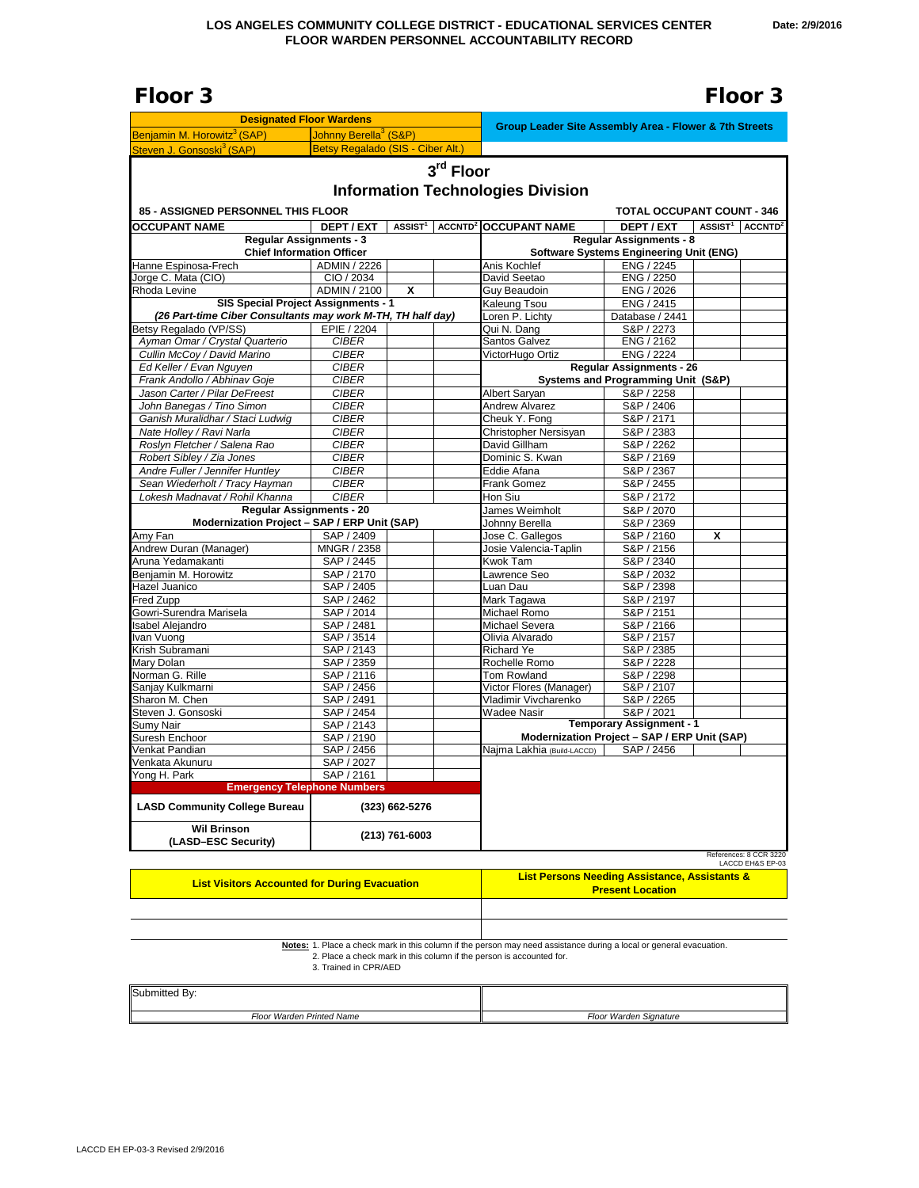**LOS ANGELES COMMUNITY COLLEGE DISTRICT - EDUCATIONAL SERVICES CENTER**
**FLOOR WARDEN PERSONNEL ACCOUNTABILITY RECORD**

Date: 2/9/2016

# Floor 3

| Designated Floor Wardens | | Group Leader Site Assembly Area - Flower & 7th Streets |
|---|---|---|
| Benjamin M. Horowitz[3] (SAP) | Johnny Berella[3] (S&P) | |
| Steven J. Gonsoski[3] (SAP) | Betsy Regalado (SIS - Ciber Alt.) | |

## 3rd Floor

## Information Technologies Division

**85 - ASSIGNED PERSONNEL THIS FLOOR** — **TOTAL OCCUPANT COUNT - 346**

| OCCUPANT NAME | DEPT / EXT | ASSIST[1] | ACCNTD[2] |
|---|---|---|---|
| **Regular Assignments - 3 — Chief Information Officer** | | | |
| Hanne Espinosa-Frech | ADMIN / 2226 | | |
| Jorge C. Mata (CIO) | CIO / 2034 | | |
| Rhoda Levine | ADMIN / 2100 | X | |
| **SIS Special Project Assignments - 1** | | | |
| *(26 Part-time Ciber Consultants may work M-TH, TH half day)* | | | |
| Betsy Regalado (VP/SS) | EPIE / 2204 | | |
| *Ayman Omar / Crystal Quarterio* | *CIBER* | | |
| *Cullin McCoy / David Marino* | *CIBER* | | |
| *Ed Keller / Evan Nguyen* | *CIBER* | | |
| *Frank Andollo / Abhinav Goje* | *CIBER* | | |
| *Jason Carter / Pilar DeFreest* | *CIBER* | | |
| *John Banegas / Tino Simon* | *CIBER* | | |
| *Ganish Muralidhar / Staci Ludwig* | *CIBER* | | |
| *Nate Holley / Ravi Narla* | *CIBER* | | |
| *Roslyn Fletcher / Salena Rao* | *CIBER* | | |
| *Robert Sibley / Zia Jones* | *CIBER* | | |
| *Andre Fuller / Jennifer Huntley* | *CIBER* | | |
| *Sean Wiederholt / Tracy Hayman* | *CIBER* | | |
| *Lokesh Madnavat / Rohil Khanna* | *CIBER* | | |
| **Regular Assignments - 20 — Modernization Project – SAP / ERP Unit (SAP)** | | | |
| Amy Fan | SAP / 2409 | | |
| Andrew Duran (Manager) | MNGR / 2358 | | |
| Aruna Yedamakanti | SAP / 2445 | | |
| Benjamin M. Horowitz | SAP / 2170 | | |
| Hazel Juanico | SAP / 2405 | | |
| Fred Zupp | SAP / 2462 | | |
| Gowri-Surendra Marisela | SAP / 2014 | | |
| Isabel Alejandro | SAP / 2481 | | |
| Ivan Vuong | SAP / 3514 | | |
| Krish Subramani | SAP / 2143 | | |
| Mary Dolan | SAP / 2359 | | |
| Norman G. Rille | SAP / 2116 | | |
| Sanjay Kulkmarni | SAP / 2456 | | |
| Sharon M. Chen | SAP / 2491 | | |
| Steven J. Gonsoski | SAP / 2454 | | |
| Sumy Nair | SAP / 2143 | | |
| Suresh Enchoor | SAP / 2190 | | |
| Venkat Pandian | SAP / 2456 | | |
| Venkata Akunuru | SAP / 2027 | | |
| Yong H. Park | SAP / 2161 | | |

| OCCUPANT NAME | DEPT / EXT | ASSIST[1] | ACCNTD[2] |
|---|---|---|---|
| **Regular Assignments - 8 — Software Systems Engineering Unit (ENG)** | | | |
| Anis Kochlef | ENG / 2245 | | |
| David Seetao | ENG / 2250 | | |
| Guy Beaudoin | ENG / 2026 | | |
| Kaleung Tsou | ENG / 2415 | | |
| Loren P. Lichty | Database / 2441 | | |
| Qui N. Dang | S&P / 2273 | | |
| Santos Galvez | ENG / 2162 | | |
| VictorHugo Ortiz | ENG / 2224 | | |
| **Regular Assignments - 26 — Systems and Programming Unit (S&P)** | | | |
| Albert Saryan | S&P / 2258 | | |
| Andrew Alvarez | S&P / 2406 | | |
| Cheuk Y. Fong | S&P / 2171 | | |
| Christopher Nersisyan | S&P / 2383 | | |
| David Gillham | S&P / 2262 | | |
| Dominic S. Kwan | S&P / 2169 | | |
| Eddie Afana | S&P / 2367 | | |
| Frank Gomez | S&P / 2455 | | |
| Hon Siu | S&P / 2172 | | |
| James Weimholt | S&P / 2070 | | |
| Johnny Berella | S&P / 2369 | | |
| Jose C. Gallegos | S&P / 2160 | X | |
| Josie Valencia-Taplin | S&P / 2156 | | |
| Kwok Tam | S&P / 2340 | | |
| Lawrence Seo | S&P / 2032 | | |
| Luan Dau | S&P / 2398 | | |
| Mark Tagawa | S&P / 2197 | | |
| Michael Romo | S&P / 2151 | | |
| Michael Severa | S&P / 2166 | | |
| Olivia Alvarado | S&P / 2157 | | |
| Richard Ye | S&P / 2385 | | |
| Rochelle Romo | S&P / 2228 | | |
| Tom Rowland | S&P / 2298 | | |
| Victor Flores (Manager) | S&P / 2107 | | |
| Vladimir Vivcharenko | S&P / 2265 | | |
| Wadee Nasir | S&P / 2021 | | |
| **Temporary Assignment - 1 — Modernization Project – SAP / ERP Unit (SAP)** | | | |
| Najma Lakhia (Build-LACCD) | SAP / 2456 | | |

| Emergency Telephone Numbers | |
|---|---|
| **LASD Community College Bureau** | **(323) 662-5276** |
| **Wil Brinson (LASD–ESC Security)** | **(213) 761-6003** |

References: 8 CCR 3220, LACCD EH&S EP-03

| List Visitors Accounted for During Evacuation | List Persons Needing Assistance, Assistants & Present Location |
|---|---|
| | |

**Notes:** 1. Place a check mark in this column if the person may need assistance during a local or general evacuation.
2. Place a check mark in this column if the person is accounted for.
3. Trained in CPR/AED

| Submitted By: | |
|---|---|
| *Floor Warden Printed Name* | *Floor Warden Signature* |

LACCD EH EP-03-3 Revised 2/9/2016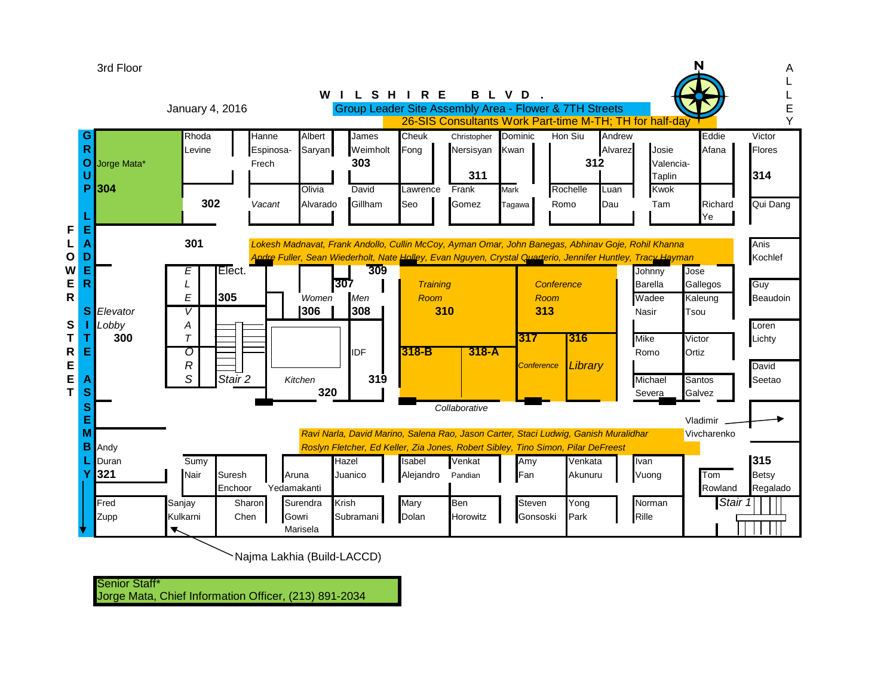3rd Floor

January 4, 2016

W I L S H I R E B L V D .

Group Leader Site Assembly Area - Flower & 7TH Streets

26-SIS Consultants Work Part-time M-TH; TH for half-day

N

ALLEY

GROUP LEADER SITE ASSEMBLY

FLOWER STREET

**Room 304:** Jorge Mata*

**Room 302:** Rhoda Levine

**Room 303:** Hanne Espinosa-Frech, Albert Saryan, James Weimholt, *Vacant*, Olivia Alvarado, David Gillham

**Room 311:** Cheuk Fong, Christopher Nersisyan, Dominic Kwan, Lawrence Seo, Frank Gomez, Mark Tagawa

**Room 312:** Hon Siu, Andrew Alvarez, Josie Valencia-Taplin, Rochelle Romo, Luan Dau, Kwok Tam

**Room 314:** Eddie Afana, Victor Flores, Richard Ye, Qui Dang

**Room 301:** *Lokesh Madnavat, Frank Andollo, Cullin McCoy, Ayman Omar, John Banegas, Abhinav Goje, Rohil Khanna, Andre Fuller, Sean Wiederholt, Nate Holley, Evan Nguyen, Crystal Quarterio, Jennifer Huntley, Tracy Hayman*

Anis Kochler, Guy Beaudoin, Loren Lichty, David Seetao

**Elevator Lobby 300**

ELEVATORS

Elect. 305

307

309

*Women* 306

*Men* 308

IDF

Stair 2

*Kitchen* 320

319

*Training Room* 310

*Conference Room* 313

318-B

318-A

317 *Conference*

316 *Library*

*Collaborative*

Johnny Barella, Jose Gallegos, Wadee Nasir, Kaleung Tsou, Mike Romo, Victor Ortiz, Michael Severa, Santos Galvez

Vladimir Vivcharenko

*Ravi Narla, David Marino, Salena Rao, Jason Carter, Staci Ludwig, Ganish Muralidhar, Roslyn Fletcher, Ed Keller, Zia Jones, Robert Sibley, Tino Simon, Pilar DeFreest*

**Room 321:** Andy Duran

Fred Zupp, Sumy Nair, Sanjay Kulkarni, Suresh Enchoor, Sharon Chen, Aruna Yedamakanti, Surendra Gowri Marisela, Hazel Juanico, Krish Subramani, Isabel Alejandro, Venkat Pandian, Mary Dolan, Ben Horowitz, Amy Fan, Venkata Akunuru, Steven Gonsoski, Yong Park, Ivan Vuong, Norman Rille, Tom Rowland

**Room 315:** Betsy Regalado

Stair 1

Najma Lakhia (Build-LACCD)

Senior Staff*
Jorge Mata, Chief Information Officer, (213) 891-2034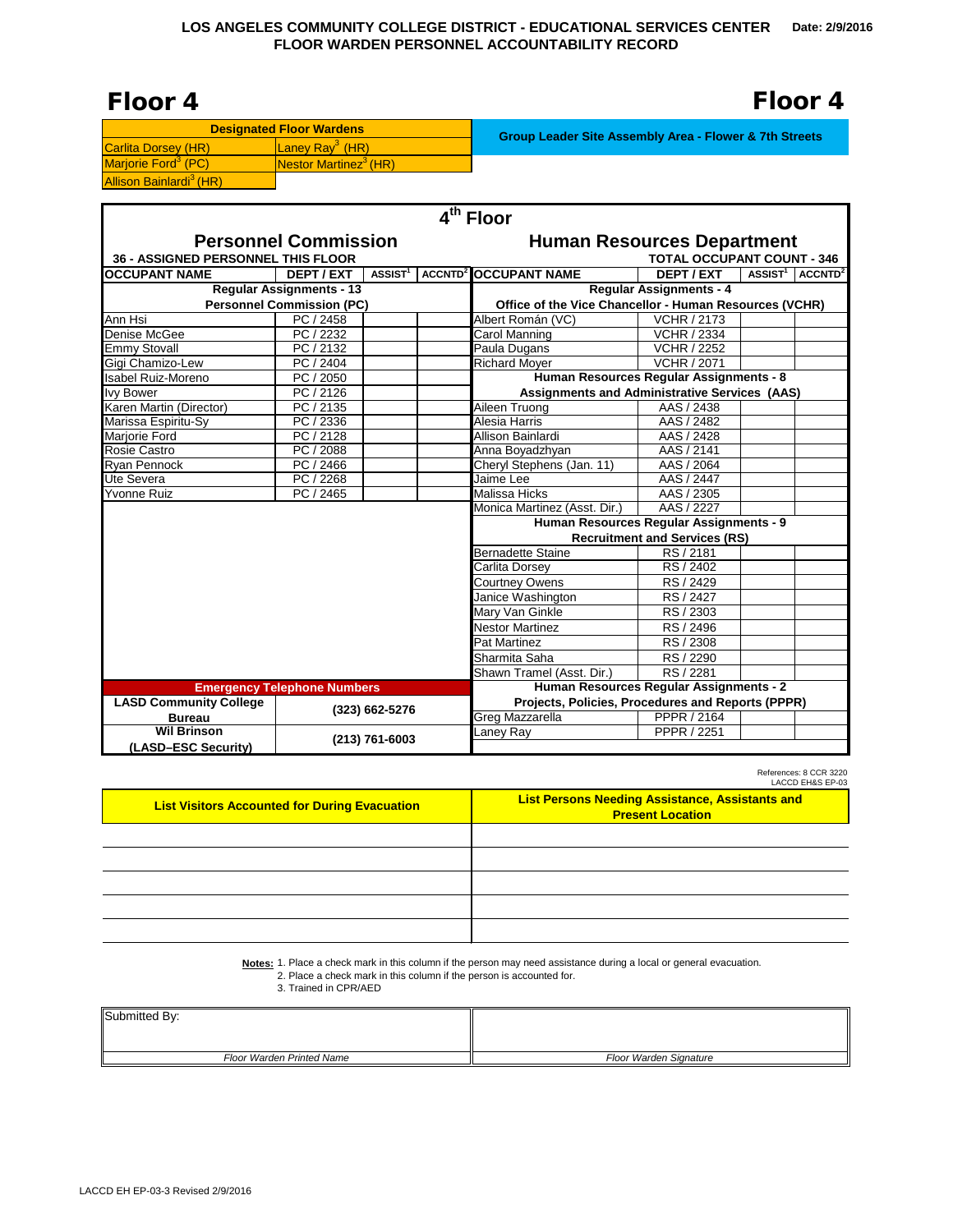**LOS ANGELES COMMUNITY COLLEGE DISTRICT - EDUCATIONAL SERVICES CENTER** **Date: 2/9/2016**
**FLOOR WARDEN PERSONNEL ACCOUNTABILITY RECORD**

# Floor 4

| Designated Floor Wardens | |
|---|---|
| Carlita Dorsey (HR) | Laney Ray[3] (HR) |
| Marjorie Ford[3] (PC) | Nestor Martinez[3] (HR) |
| Allison Bainlardi[3] (HR) | |

**Group Leader Site Assembly Area - Flower & 7th Streets**

## 4th Floor

| Personnel Commission | | | | Human Resources Department | | | |
|---|---|---|---|---|---|---|---|
| 36 - ASSIGNED PERSONNEL THIS FLOOR | | | | TOTAL OCCUPANT COUNT - 346 | | | |
| **OCCUPANT NAME** | **DEPT / EXT** | **ASSIST[1]** | **ACCNTD[2]** | **OCCUPANT NAME** | **DEPT / EXT** | **ASSIST[1]** | **ACCNTD[2]** |
| **Regular Assignments - 13** | | | | **Regular Assignments - 4** | | | |
| **Personnel Commission (PC)** | | | | **Office of the Vice Chancellor - Human Resources (VCHR)** | | | |
| Ann Hsi | PC / 2458 | | | Albert Román (VC) | VCHR / 2173 | | |
| Denise McGee | PC / 2232 | | | Carol Manning | VCHR / 2334 | | |
| Emmy Stovall | PC / 2132 | | | Paula Dugans | VCHR / 2252 | | |
| Gigi Chamizo-Lew | PC / 2404 | | | Richard Moyer | VCHR / 2071 | | |
| Isabel Ruiz-Moreno | PC / 2050 | | | **Human Resources Regular Assignments - 8** | | | |
| Ivy Bower | PC / 2126 | | | **Assignments and Administrative Services (AAS)** | | | |
| Karen Martin (Director) | PC / 2135 | | | Aileen Truong | AAS / 2438 | | |
| Marissa Espiritu-Sy | PC / 2336 | | | Alesia Harris | AAS / 2482 | | |
| Marjorie Ford | PC / 2128 | | | Allison Bainlardi | AAS / 2428 | | |
| Rosie Castro | PC / 2088 | | | Anna Boyadzhyan | AAS / 2141 | | |
| Ryan Pennock | PC / 2466 | | | Cheryl Stephens (Jan. 11) | AAS / 2064 | | |
| Ute Severa | PC / 2268 | | | Jaime Lee | AAS / 2447 | | |
| Yvonne Ruiz | PC / 2465 | | | Malissa Hicks | AAS / 2305 | | |
| | | | | Monica Martinez (Asst. Dir.) | AAS / 2227 | | |
| | | | | **Human Resources Regular Assignments - 9** | | | |
| | | | | **Recruitment and Services (RS)** | | | |
| | | | | Bernadette Staine | RS / 2181 | | |
| | | | | Carlita Dorsey | RS / 2402 | | |
| | | | | Courtney Owens | RS / 2429 | | |
| | | | | Janice Washington | RS / 2427 | | |
| | | | | Mary Van Ginkle | RS / 2303 | | |
| | | | | Nestor Martinez | RS / 2496 | | |
| | | | | Pat Martinez | RS / 2308 | | |
| | | | | Sharmita Saha | RS / 2290 | | |
| | | | | Shawn Tramel (Asst. Dir.) | RS / 2281 | | |
| **Emergency Telephone Numbers** | | | | **Human Resources Regular Assignments - 2** | | | |
| **LASD Community College Bureau** | **(323) 662-5276** | | | **Projects, Policies, Procedures and Reports (PPPR)** | | | |
| | | | | Greg Mazzarella | PPPR / 2164 | | |
| **Wil Brinson (LASD–ESC Security)** | **(213) 761-6003** | | | Laney Ray | PPPR / 2251 | | |

References: 8 CCR 3220
LACCD EH&S EP-03

| List Visitors Accounted for During Evacuation | List Persons Needing Assistance, Assistants and Present Location |
|---|---|
| | |
| | |
| | |
| | |
| | |

**Notes:** 1. Place a check mark in this column if the person may need assistance during a local or general evacuation.
2. Place a check mark in this column if the person is accounted for.
3. Trained in CPR/AED

| Submitted By: | |
|---|---|
| *Floor Warden Printed Name* | *Floor Warden Signature* |

LACCD EH EP-03-3 Revised 2/9/2016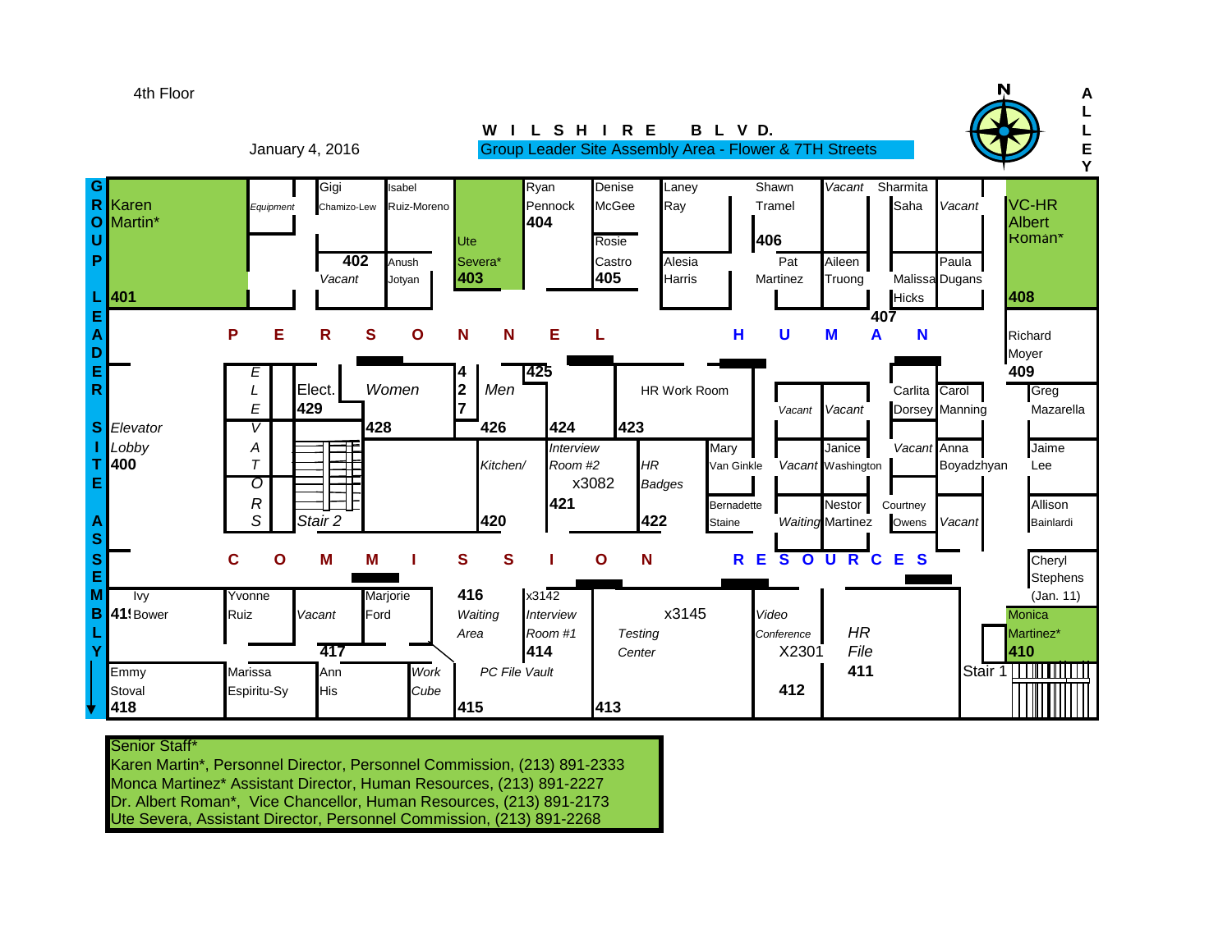4th Floor

January 4, 2016

**W I L S H I R E  B L V D.**

Group Leader Site Assembly Area - Flower & 7TH Streets

N

ALLEY

GROUP LEADER SITE ASSEMBLY

PERSONNEL HUMAN

COMMISSION RESOURCES

**401** Karen Martin*

Equipment

**402** Gigi Chamizo-Lew, Isabel Ruiz-Moreno, Anush Jotyan, Vacant

**403** Ute Severa*

**404** Ryan Pennock

**405** Denise McGee, Rosie Castro

**406** Laney Ray, Shawn Tramel, Alesia Harris, Pat Martinez

**407** Vacant, Sharmita Saha, Vacant, Aileen Truong, Malissa Hicks, Paula Dugans

**408** VC-HR Albert Roman*

**409** Richard Moyer

Greg Mazarella

Jaime Lee

Allison Bainlardi

Cheryl Stephens (Jan. 11)

**410** Monica Martinez*

**400** Elevator Lobby

ELEVATORS

**429** Elect.

**428** Women

**427**

**426** Men

**425**

**424**

**423** HR Work Room

Vacant, Vacant, Carlita Dorsey, Carol Manning

Mary Van Ginkle, Vacant, Janice Washington, Vacant, Anna Boyadzhyan

Bernadette Staine, Waiting, Nestor Martinez, Courtney Owens, Vacant

Stair 2

**420** Kitchen/

**421** Interview Room #2 x3082

**422** HR Badges

**419** Ivy Bower

Yvonne Ruiz

**417** Vacant, Marjorie Ford

**416** Waiting Area

**414** x3142 Interview Room #1

x3145 Testing Center

Video Conference X2301

**411** HR File

**412**

Stair 1

**418** Emmy Stoval

Marissa Espiritu-Sy

Ann His

Work Cube

**415** PC File Vault

**413**

Senior Staff*
Karen Martin*, Personnel Director, Personnel Commission, (213) 891-2333
Monca Martinez* Assistant Director, Human Resources, (213) 891-2227
Dr. Albert Roman*, Vice Chancellor, Human Resources, (213) 891-2173
Ute Severa, Assistant Director, Personnel Commission, (213) 891-2268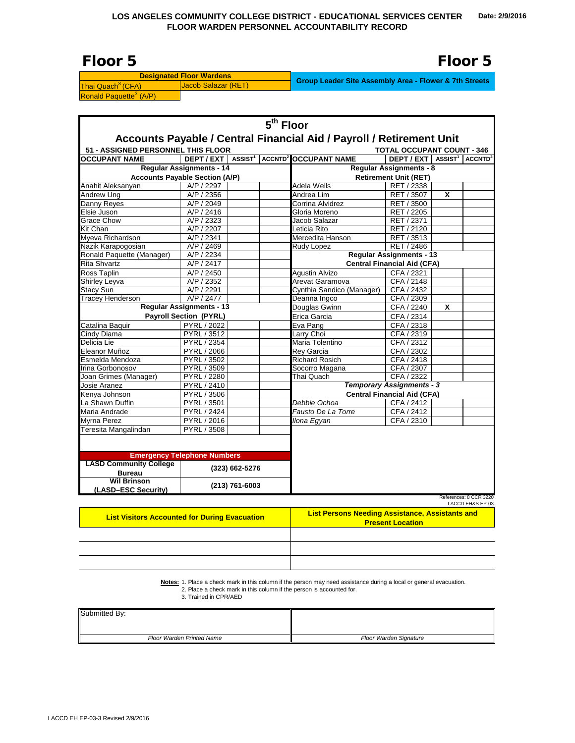**LOS ANGELES COMMUNITY COLLEGE DISTRICT - EDUCATIONAL SERVICES CENTER**
**FLOOR WARDEN PERSONNEL ACCOUNTABILITY RECORD**

Date: 2/9/2016

# Floor 5

| Designated Floor Wardens | |
|---|---|
| Thai Quach[3] (CFA) | Jacob Salazar (RET) |
| Ronald Paquette[3] (A/P) | |

**Group Leader Site Assembly Area - Flower & 7th Streets**

## 5th Floor

### Accounts Payable / Central Financial Aid / Payroll / Retirement Unit

**51 - ASSIGNED PERSONNEL THIS FLOOR** — **TOTAL OCCUPANT COUNT - 346**

| OCCUPANT NAME | DEPT / EXT | ASSIST[1] | ACCNTD[2] | OCCUPANT NAME | DEPT / EXT | ASSIST[1] | ACCNTD[2] |
|---|---|---|---|---|---|---|---|
| **Regular Assignments - 14** | | | | **Regular Assignments - 8** | | | |
| **Accounts Payable Section (A/P)** | | | | **Retirement Unit (RET)** | | | |
| Anahit Aleksanyan | A/P / 2297 | | | Adela Wells | RET / 2338 | | |
| Andrew Ung | A/P / 2356 | | | Andrea Lim | RET / 3507 | X | |
| Danny Reyes | A/P / 2049 | | | Corrina Alvidrez | RET / 3500 | | |
| Elsie Juson | A/P / 2416 | | | Gloria Moreno | RET / 2205 | | |
| Grace Chow | A/P / 2323 | | | Jacob Salazar | RET / 2371 | | |
| Kit Chan | A/P / 2207 | | | Leticia Rito | RET / 2120 | | |
| Myeva Richardson | A/P / 2341 | | | Mercedita Hanson | RET / 3513 | | |
| Nazik Karapogosian | A/P / 2469 | | | Rudy Lopez | RET / 2486 | | |
| Ronald Paquette (Manager) | A/P / 2234 | | | **Regular Assignments - 13** | | | |
| Rita Shvartz | A/P / 2417 | | | **Central Financial Aid (CFA)** | | | |
| Ross Taplin | A/P / 2450 | | | Agustin Alvizo | CFA / 2321 | | |
| Shirley Leyva | A/P / 2352 | | | Arevat Garamova | CFA / 2148 | | |
| Stacy Sun | A/P / 2291 | | | Cynthia Sandico (Manager) | CFA / 2432 | | |
| Tracey Henderson | A/P / 2477 | | | Deanna Ingco | CFA / 2309 | | |
| **Regular Assignments - 13** | | | | Douglas Gwinn | CFA / 2240 | X | |
| **Payroll Section (PYRL)** | | | | Erica Garcia | CFA / 2314 | | |
| Catalina Baquir | PYRL / 2022 | | | Eva Pang | CFA / 2318 | | |
| Cindy Diama | PYRL / 3512 | | | Larry Choi | CFA / 2319 | | |
| Delicia Lie | PYRL / 2354 | | | Maria Tolentino | CFA / 2312 | | |
| Eleanor Muñoz | PYRL / 2066 | | | Rey Garcia | CFA / 2302 | | |
| Esmelda Mendoza | PYRL / 3502 | | | Richard Rosich | CFA / 2418 | | |
| Irina Gorbonosov | PYRL / 3509 | | | Socorro Magana | CFA / 2307 | | |
| Joan Grimes (Manager) | PYRL / 2280 | | | Thai Quach | CFA / 2322 | | |
| Josie Aranez | PYRL / 2410 | | | ***Temporary Assignments - 3*** | | | |
| Kenya Johnson | PYRL / 3506 | | | **Central Financial Aid (CFA)** | | | |
| La Shawn Duffin | PYRL / 3501 | | | *Debbie Ochoa* | CFA / 2412 | | |
| Maria Andrade | PYRL / 2424 | | | *Fausto De La Torre* | CFA / 2412 | | |
| Myrna Perez | PYRL / 2016 | | | *Ilona Egyan* | CFA / 2310 | | |
| Teresita Mangalindan | PYRL / 3508 | | | | | | |

| Emergency Telephone Numbers | |
|---|---|
| LASD Community College Bureau | (323) 662-5276 |
| Wil Brinson (LASD–ESC Security) | (213) 761-6003 |

References: 8 CCR 3220
LACCD EH&S EP-03

| List Visitors Accounted for During Evacuation | List Persons Needing Assistance, Assistants and Present Location |
|---|---|
| | |
| | |
| | |

**Notes:** 1. Place a check mark in this column if the person may need assistance during a local or general evacuation.
2. Place a check mark in this column if the person is accounted for.
3. Trained in CPR/AED

| Submitted By: | |
|---|---|
| *Floor Warden Printed Name* | *Floor Warden Signature* |

LACCD EH EP-03-3 Revised 2/9/2016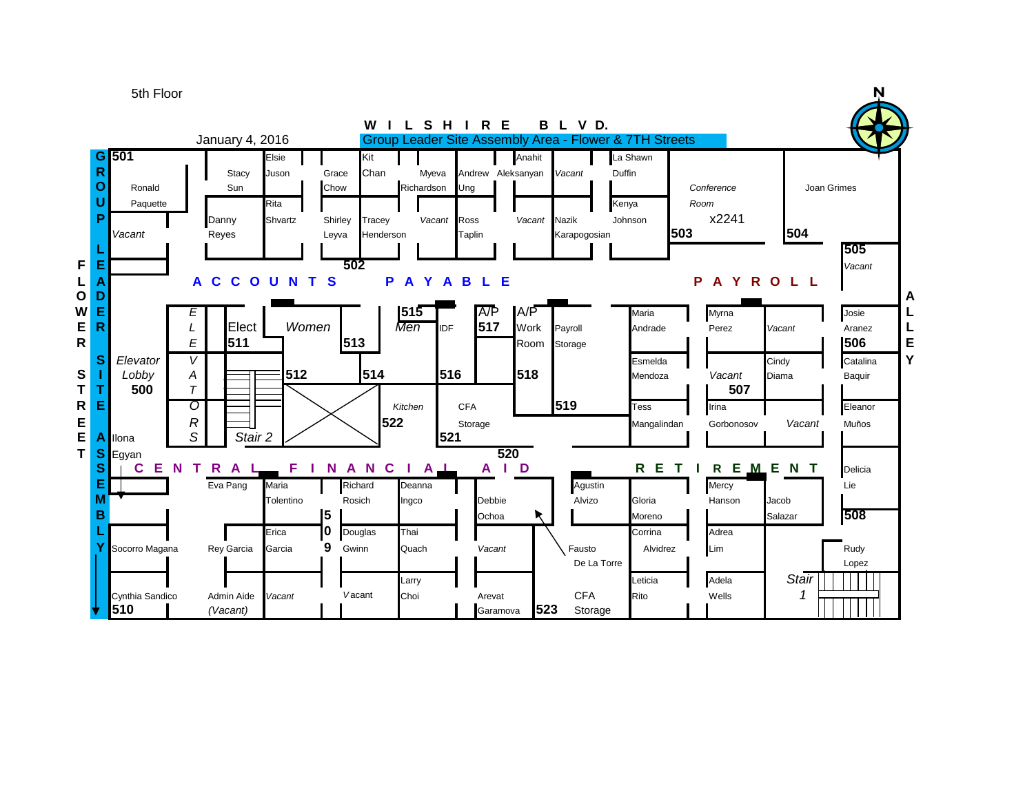5th Floor

January 4, 2016

W I L S H I R E   B L V D.

Group Leader Site Assembly Area - Flower & 7TH Streets

N

GROUP LEADER SITE ASSEMBLY

FLOWER STREET

ALLEY

501
Ronald Paquette
Vacant
Stacy Sun
Danny Reyes
Elsie Juson
Rita Shvartz
Grace Chow
Shirley Leyva
Kit Chan
Tracey Henderson
Myeva Richardson
Vacant
Andrew Ung
Ross Taplin
Anahit Aleksanyan
Vacant
Vacant
Nazik Karapogosian
La Shawn Duffin
Kenya Johnson
Conference Room x2241
503
Joan Grimes
504
505
Vacant
502

A C C O U N T S   P A Y A B L E

P A Y R O L L

ELEVATORS
Elect 511
Women
513
515 Men
IDF
A/P 517
A/P Work Room
518
Payroll Storage
Maria Andrade
Myrna Perez
Vacant
Josie Aranez
506
Esmelda Mendoza
Vacant
507
Cindy Diama
Catalina Baquir
Elevator Lobby 500
512
514
516
Kitchen
522
CFA Storage
521
519
Tess Mangalindan
Irina Gorbonosov
Vacant
Eleanor Muños
Stair 2
Ilona Egyan
520
Delicia Lie

C E N T R A L   F I N A N C I A L   A I D

R E T I R E M E N T

Eva Pang
Maria Tolentino
Richard Rosich
Deanna Ingco
Debbie Ochoa
Agustin Alvizo
Gloria Moreno
Mercy Hanson
Jacob Salazar
508
509
Socorro Magana
Rey Garcia
Erica Garcia
Douglas Gwinn
Thai Quach
Vacant
Fausto De La Torre
Corrina Alvidrez
Adrea Lim
Rudy Lopez
Larry Choi
Leticia Rito
Adela Wells
Stair 1
Cynthia Sandico
510
Admin Aide (Vacant)
Vacant
Vacant
Arevat Garamova
523
CFA Storage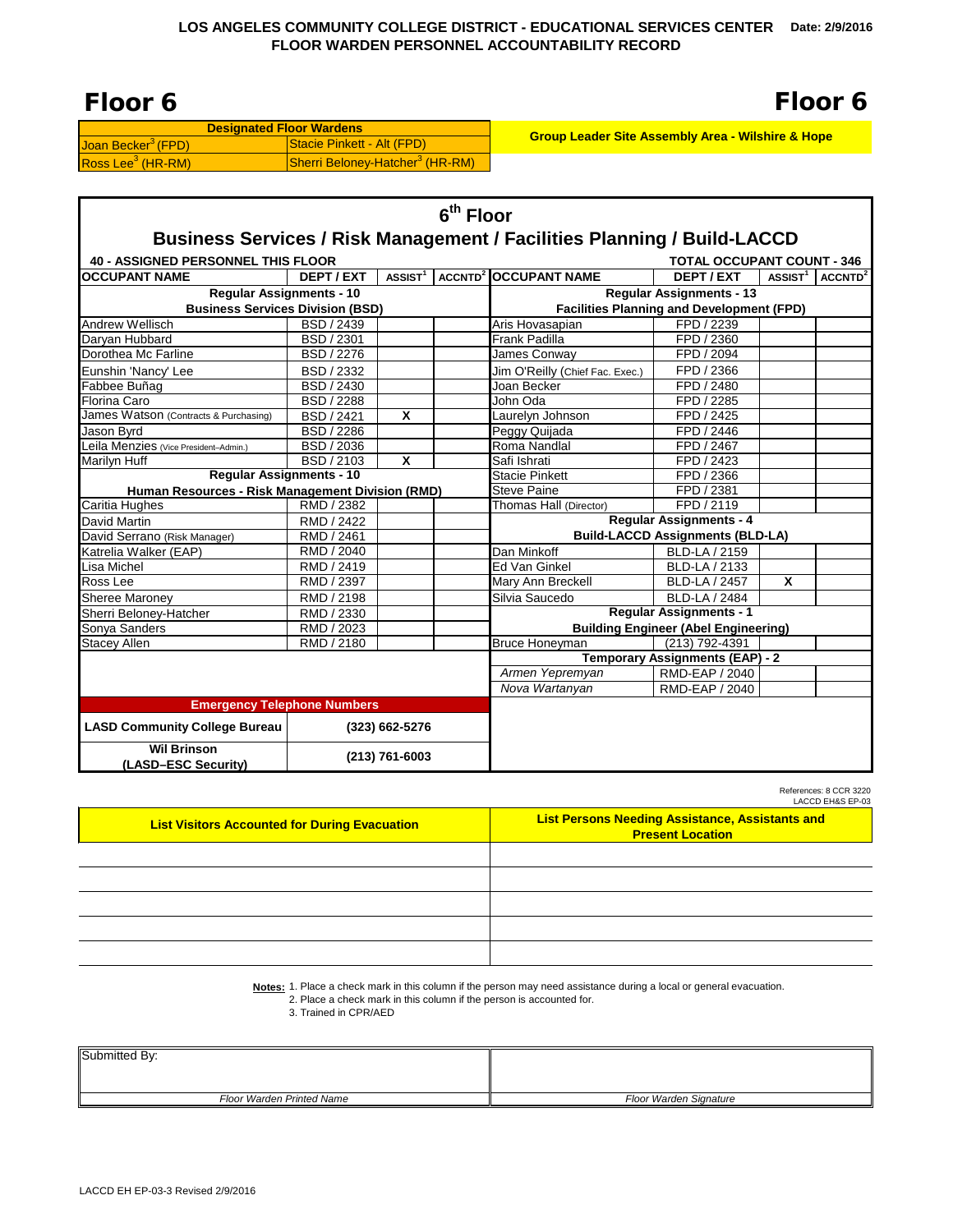**LOS ANGELES COMMUNITY COLLEGE DISTRICT - EDUCATIONAL SERVICES CENTER**
**FLOOR WARDEN PERSONNEL ACCOUNTABILITY RECORD**

**Date: 2/9/2016**

# Floor 6

| Designated Floor Wardens | |
|---|---|
| Joan Becker[3] (FPD) | Stacie Pinkett - Alt (FPD) |
| Ross Lee[3] (HR-RM) | Sherri Beloney-Hatcher[3] (HR-RM) |

**Group Leader Site Assembly Area - Wilshire & Hope**

## 6th Floor

### Business Services / Risk Management / Facilities Planning / Build-LACCD

**40 - ASSIGNED PERSONNEL THIS FLOOR** — **TOTAL OCCUPANT COUNT - 346**

| OCCUPANT NAME | DEPT / EXT | ASSIST[1] | ACCNTD[2] | OCCUPANT NAME | DEPT / EXT | ASSIST[1] | ACCNTD[2] |
|---|---|---|---|---|---|---|---|
| **Regular Assignments - 10 Business Services Division (BSD)** | | | | **Regular Assignments - 13 Facilities Planning and Development (FPD)** | | | |
| Andrew Wellisch | BSD / 2439 | | | Aris Hovasapian | FPD / 2239 | | |
| Daryan Hubbard | BSD / 2301 | | | Frank Padilla | FPD / 2360 | | |
| Dorothea Mc Farline | BSD / 2276 | | | James Conway | FPD / 2094 | | |
| Eunshin 'Nancy' Lee | BSD / 2332 | | | Jim O'Reilly (Chief Fac. Exec.) | FPD / 2366 | | |
| Fabbee Buñag | BSD / 2430 | | | Joan Becker | FPD / 2480 | | |
| Florina Caro | BSD / 2288 | | | John Oda | FPD / 2285 | | |
| James Watson (Contracts & Purchasing) | BSD / 2421 | X | | Laurelyn Johnson | FPD / 2425 | | |
| Jason Byrd | BSD / 2286 | | | Peggy Quijada | FPD / 2446 | | |
| Leila Menzies (Vice President–Admin.) | BSD / 2036 | | | Roma Nandlal | FPD / 2467 | | |
| Marilyn Huff | BSD / 2103 | X | | Safi Ishrati | FPD / 2423 | | |
| **Regular Assignments - 10 Human Resources - Risk Management Division (RMD)** | | | | Stacie Pinkett | FPD / 2366 | | |
| | | | | Steve Paine | FPD / 2381 | | |
| Caritia Hughes | RMD / 2382 | | | Thomas Hall (Director) | FPD / 2119 | | |
| David Martin | RMD / 2422 | | | **Regular Assignments - 4 Build-LACCD Assignments (BLD-LA)** | | | |
| David Serrano (Risk Manager) | RMD / 2461 | | | | | | |
| Katrelia Walker (EAP) | RMD / 2040 | | | Dan Minkoff | BLD-LA / 2159 | | |
| Lisa Michel | RMD / 2419 | | | Ed Van Ginkel | BLD-LA / 2133 | | |
| Ross Lee | RMD / 2397 | | | Mary Ann Breckell | BLD-LA / 2457 | X | |
| Sheree Maroney | RMD / 2198 | | | Silvia Saucedo | BLD-LA / 2484 | | |
| Sherri Beloney-Hatcher | RMD / 2330 | | | **Regular Assignments - 1 Building Engineer (Abel Engineering)** | | | |
| Sonya Sanders | RMD / 2023 | | | | | | |
| Stacey Allen | RMD / 2180 | | | Bruce Honeyman | (213) 792-4391 | | |
| | | | | **Temporary Assignments (EAP) - 2** | | | |
| | | | | *Armen Yepremyan* | RMD-EAP / 2040 | | |
| | | | | *Nova Wartanyan* | RMD-EAP / 2040 | | |

| Emergency Telephone Numbers | |
|---|---|
| **LASD Community College Bureau** | **(323) 662-5276** |
| **Wil Brinson (LASD–ESC Security)** | **(213) 761-6003** |

References: 8 CCR 3220
LACCD EH&S EP-03

| List Visitors Accounted for During Evacuation | List Persons Needing Assistance, Assistants and Present Location |
|---|---|
| | |
| | |
| | |
| | |
| | |

**Notes:** 1. Place a check mark in this column if the person may need assistance during a local or general evacuation.
2. Place a check mark in this column if the person is accounted for.
3. Trained in CPR/AED

| Submitted By: | |
|---|---|
| *Floor Warden Printed Name* | *Floor Warden Signature* |

LACCD EH EP-03-3 Revised 2/9/2016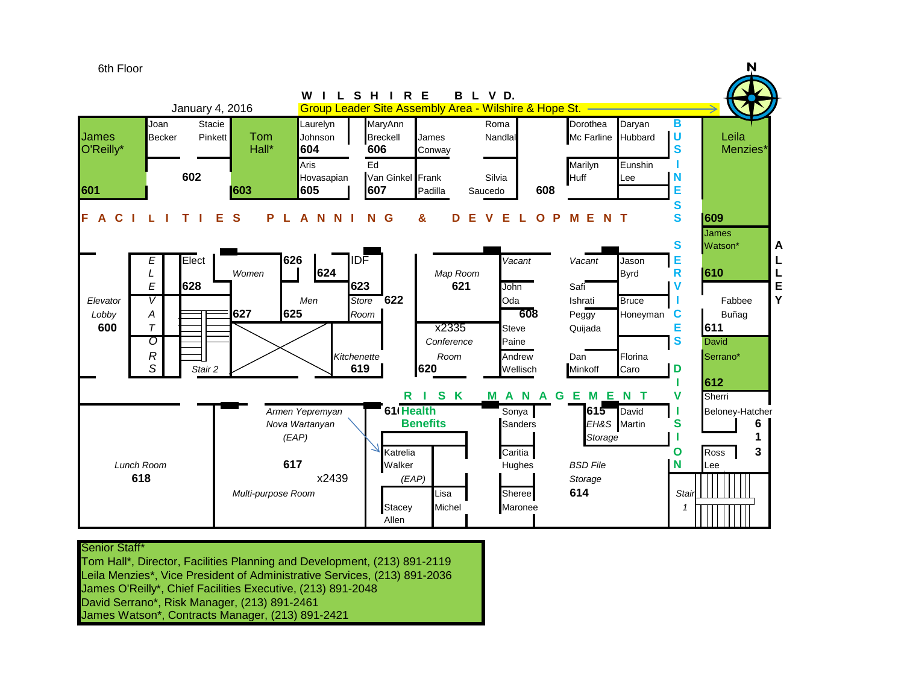6th Floor

January 4, 2016

W I L S H I R E B L V D.

Group Leader Site Assembly Area - Wilshire & Hope St.

N

James O'Reilly*
601

Joan Becker

Stacie Pinkett

602

Tom Hall*
603

Laurelyn Johnson
604

Aris Hovasapian
605

MaryAnn Breckell
606

Ed Van Ginkel
607

James Conway

Frank Padilla

Roma Nandlal

Silvia Saucedo

608

Dorothea Mc Farline

Daryan Hubbard

Marilyn Huff

Eunshin Lee

BUSINESS SERVICES DIVISION

Leila Menzies*
609

F A C I L I T I E S P L A N N I N G & D E V E L O P M E N T

James Watson*
610

ALLEY

Elevator Lobby
600

ELEVATORS

Elect
628

Women
626

624

IDF
623

Store Room
622

Men
625

627

Stair 2

Kitchenette
619

Map Room
621

x2335
Conference Room
620

Vacant

John Oda

608

Steve Paine

Andrew Wellisch

Vacant

Safi Ishrati

Peggy Quijada

Dan Minkoff

Jason Byrd

Bruce Honeyman

Florina Caro

Fabbee Buñag
611

David Serrano*
612

R I S K M A N A G E M E N T

Sherri Beloney-Hatcher
613

Lunch Room
618

Armen Yepremyan
Nova Wartanyan
(EAP)

617
x2439
Multi-purpose Room

616 Health Benefits

Katrelia Walker
(EAP)

Stacey Allen

Lisa Michel

Sonya Sanders

Caritia Hughes

Sheree Maroneе

615
EH&S Storage

David Martin

BSD File Storage
614

Ross Lee

Stair 1

Senior Staff*
Tom Hall*, Director, Facilities Planning and Development, (213) 891-2119
Leila Menzies*, Vice President of Administrative Services, (213) 891-2036
James O'Reilly*, Chief Facilities Executive, (213) 891-2048
David Serrano*, Risk Manager, (213) 891-2461
James Watson*, Contracts Manager, (213) 891-2421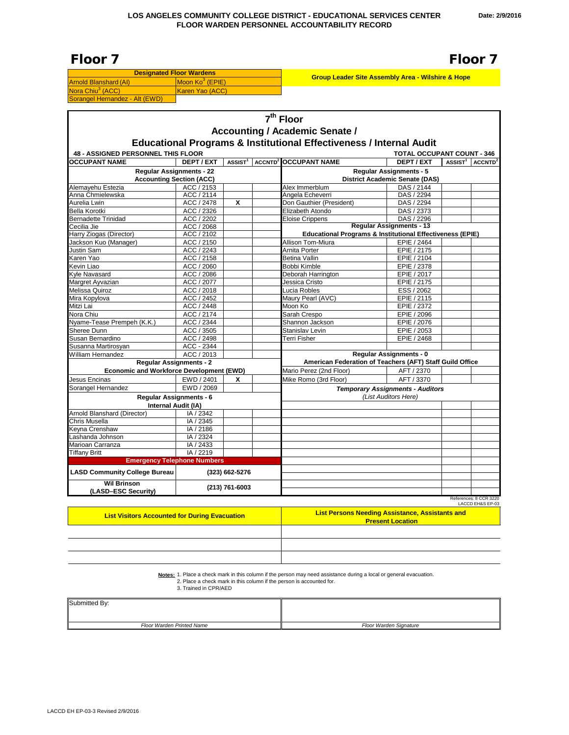**LOS ANGELES COMMUNITY COLLEGE DISTRICT - EDUCATIONAL SERVICES CENTER**
**FLOOR WARDEN PERSONNEL ACCOUNTABILITY RECORD**

Date: 2/9/2016

# Floor 7

| Designated Floor Wardens | |
|---|---|
| Arnold Blanshard (AI) | Moon Ko[3] (EPIE) |
| Nora Chiu[3] (ACC) | Karen Yao (ACC) |
| Sorangel Hernandez - Alt (EWD) | |

**Group Leader Site Assembly Area - Wilshire & Hope**

## 7th Floor
## Accounting / Academic Senate /
## Educational Programs & Institutional Effectiveness / Internal Audit

**48 - ASSIGNED PERSONNEL THIS FLOOR** | **TOTAL OCCUPANT COUNT - 346**

| OCCUPANT NAME | DEPT / EXT | ASSIST[1] | ACCNTD[2] | OCCUPANT NAME | DEPT / EXT | ASSIST[1] | ACCNTD[2] |
|---|---|---|---|---|---|---|---|
| **Regular Assignments - 22** | | | | **Regular Assignments - 5** | | | |
| **Accounting Section (ACC)** | | | | **District Academic Senate (DAS)** | | | |
| Alemayehu Estezia | ACC / 2153 | | | Alex Immerblum | DAS / 2144 | | |
| Anna Chmielewska | ACC / 2114 | | | Angela Echeverri | DAS / 2294 | | |
| Aurelia Lwin | ACC / 2478 | X | | Don Gauthier (President) | DAS / 2294 | | |
| Bella Korotki | ACC / 2326 | | | Elizabeth Atondo | DAS / 2373 | | |
| Bernadette Trinidad | ACC / 2202 | | | Eloise Crippens | DAS / 2296 | | |
| Cecilia Jie | ACC / 2068 | | | **Regular Assignments - 13** | | | |
| Harry Ziogas (Director) | ACC / 2102 | | | **Educational Programs & Institutional Effectiveness (EPIE)** | | | |
| Jackson Kuo (Manager) | ACC / 2150 | | | Allison Tom-Miura | EPIE / 2464 | | |
| Justin Sam | ACC / 2243 | | | Arnita Porter | EPIE / 2175 | | |
| Karen Yao | ACC / 2158 | | | Betina Vallin | EPIE / 2104 | | |
| Kevin Liao | ACC / 2060 | | | Bobbi Kimble | EPIE / 2378 | | |
| Kyle Navasard | ACC / 2086 | | | Deborah Harrington | EPIE / 2017 | | |
| Margret Ayvazian | ACC / 2077 | | | Jessica Cristo | EPIE / 2175 | | |
| Melissa Quiroz | ACC / 2018 | | | Lucia Robles | ESS / 2062 | | |
| Mira Kopylova | ACC / 2452 | | | Maury Pearl (AVC) | EPIE / 2115 | | |
| Mitzi Lai | ACC / 2448 | | | Moon Ko | EPIE / 2372 | | |
| Nora Chiu | ACC / 2174 | | | Sarah Crespo | EPIE / 2096 | | |
| Nyame-Tease Prempeh (K.K.) | ACC / 2344 | | | Shannon Jackson | EPIE / 2076 | | |
| Sheree Dunn | ACC / 3505 | | | Stanislav Levin | EPIE / 2053 | | |
| Susan Bernardino | ACC / 2498 | | | Terri Fisher | EPIE / 2468 | | |
| Susanna Martirosyan | ACC - 2344 | | | | | | |
| William Hernandez | ACC / 2013 | | | **Regular Assignments - 0** | | | |
| **Regular Assignments - 2** | | | | **American Federation of Teachers (AFT) Staff Guild Office** | | | |
| **Economic and Workforce Development (EWD)** | | | | Mario Perez (2nd Floor) | AFT / 2370 | | |
| Jesus Encinas | EWD / 2401 | X | | Mike Romo (3rd Floor) | AFT / 3370 | | |
| Sorangel Hernandez | EWD / 2069 | | | ***Temporary Assignments - Auditors*** | | | |
| **Regular Assignments - 6** | | | | *(List Auditors Here)* | | | |
| **Internal Audit (IA)** | | | | | | | |
| Arnold Blanshard (Director) | IA / 2342 | | | | | | |
| Chris Musella | IA / 2345 | | | | | | |
| Keyna Crenshaw | IA / 2186 | | | | | | |
| Lashanda Johnson | IA / 2324 | | | | | | |
| Marioan Carranza | IA / 2433 | | | | | | |
| Tiffany Britt | IA / 2219 | | | | | | |
| **Emergency Telephone Numbers** | | | | | | | |
| **LASD Community College Bureau** | **(323) 662-5276** | | | | | | |
| **Wil Brinson (LASD–ESC Security)** | **(213) 761-6003** | | | | | | |

References: 8 CCR 3220
LACCD EH&S EP-03

| List Visitors Accounted for During Evacuation | List Persons Needing Assistance, Assistants and Present Location |
|---|---|
| | |
| | |
| | |

**Notes:** 1. Place a check mark in this column if the person may need assistance during a local or general evacuation.
2. Place a check mark in this column if the person is accounted for.
3. Trained in CPR/AED

| Submitted By: | |
|---|---|
| *Floor Warden Printed Name* | *Floor Warden Signature* |

LACCD EH EP-03-3 Revised 2/9/2016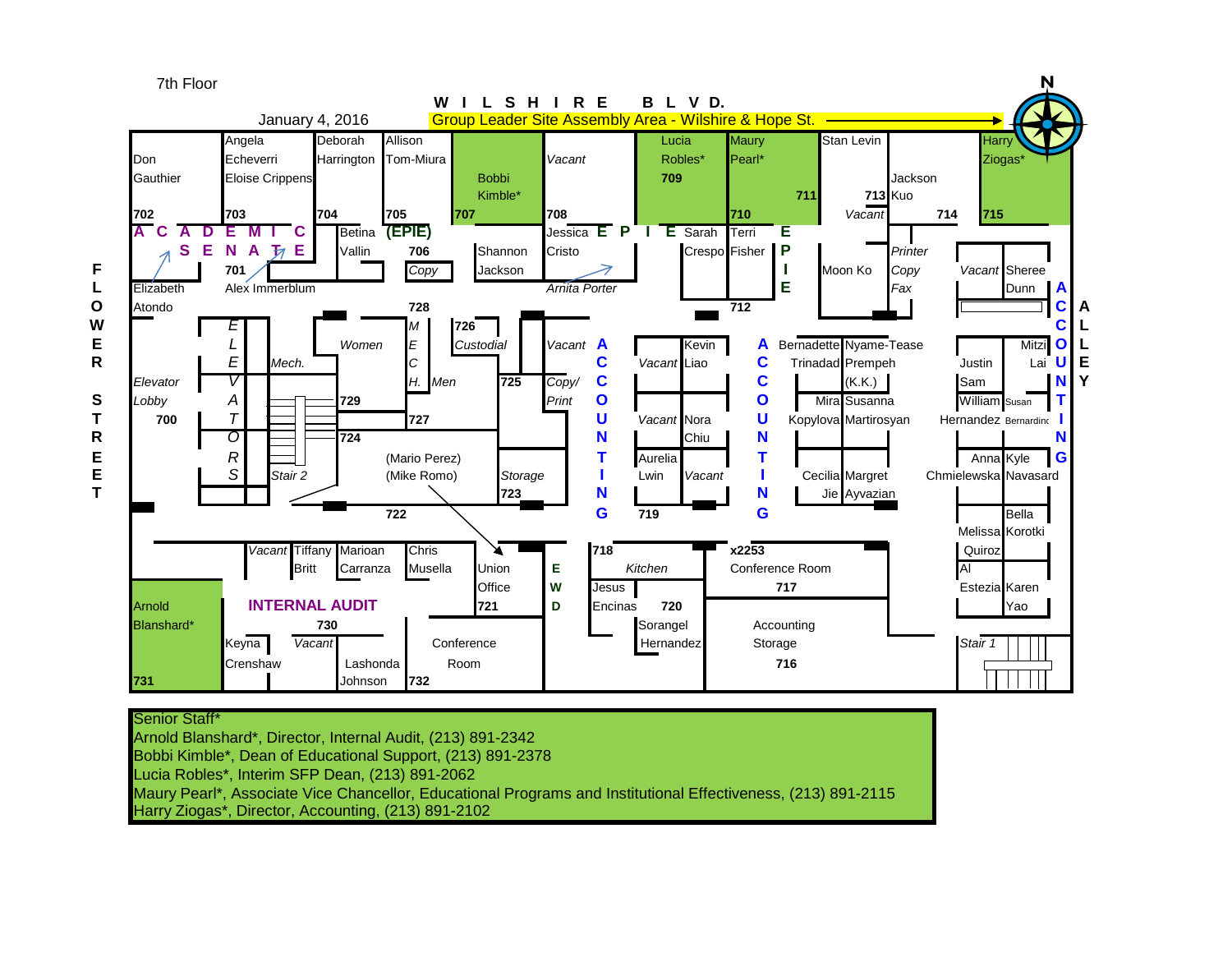7th Floor

January 4, 2016

**W I L S H I R E  B L V D.**

Group Leader Site Assembly Area - Wilshire & Hope St.

N

FLOWER STREET

ALLEY

702 Don Gauthier

703 Angela Echeverri, Eloise Crippens

704 Deborah Harrington

705 Allison Tom-Miura

707 Bobbi Kimble*

708 Vacant

709 Lucia Robles*

710 Maury Pearl*

711

713 Stan Levin, Jackson Kuo, Vacant

714

715 Harry Ziogas*

ACADEMIC SENATE

701 Elizabeth Atondo, Alex Immerblum

(EPIE) Betina Vallin

706 Copy

Shannon Jackson

EPIE: Jessica Cristo, Arnita Porter, Sarah Crespo, Terri Fisher

712

Moon Ko

Printer, Copy, Fax

Vacant, Sheree Dunn

ACCOUNTING

700 Elevator Lobby

ELEVATORS

Mech.

729

Stair 2

724

728

Women

MECH.

Men

727

726 Custodial

725 Vacant, Copy/Print

ACCOUNTING

Vacant, Kevin Liao

Vacant, Nora Chiu

Aurelia Lwin, Vacant

719

ACCOUNTING

Bernadette Trinadad, Nyame-Tease Prempeh (K.K.)

Mira Kopylova, Susanna Martirosyan

Cecilia Jie, Margret Ayvazian

Mitzi Lai, Justin Sam

William Hernandez, Susan Bernardino

Anna Chmielewska, Kyle Navasard

Melissa Quiroz, Bella Korotki

Al Estezia, Karen Yao

(Mario Perez)

(Mike Romo)

Storage 723

722

Vacant, Tiffany Britt, Marioan Carranza, Chris Musella

721 Union Office

EWD

718 Kitchen

Jesus Encinas

720 Sorangel Hernandez

x2253 Conference Room 717

Accounting Storage 716

INTERNAL AUDIT

731 Arnold Blanshard*

730 Keyna Crenshaw, Vacant

Lashonda Johnson

732 Conference Room

Stair 1

Senior Staff*

Arnold Blanshard*, Director, Internal Audit, (213) 891-2342

Bobbi Kimble*, Dean of Educational Support, (213) 891-2378

Lucia Robles*, Interim SFP Dean, (213) 891-2062

Maury Pearl*, Associate Vice Chancellor, Educational Programs and Institutional Effectiveness, (213) 891-2115

Harry Ziogas*, Director, Accounting, (213) 891-2102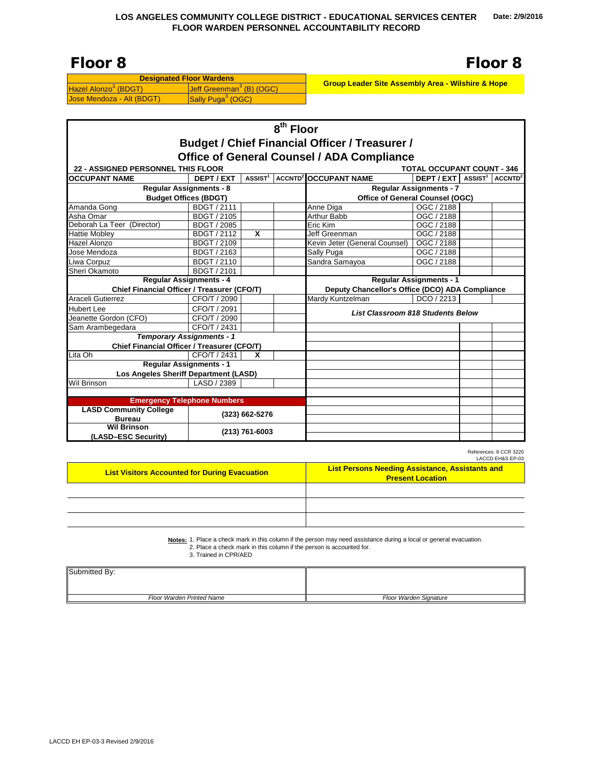**LOS ANGELES COMMUNITY COLLEGE DISTRICT - EDUCATIONAL SERVICES CENTER**
**FLOOR WARDEN PERSONNEL ACCOUNTABILITY RECORD**

Date: 2/9/2016

# Floor 8

| Designated Floor Wardens | |
|---|---|
| Hazel Alonzo[3] (BDGT) | Jeff Greenman[3] (B) (OGC) |
| Jose Mendoza - Alt (BDGT) | Sally Puga[3] (OGC) |

**Group Leader Site Assembly Area - Wilshire & Hope**

## 8th Floor
## Budget / Chief Financial Officer / Treasurer / Office of General Counsel / ADA Compliance

**22 - ASSIGNED PERSONNEL THIS FLOOR** | **TOTAL OCCUPANT COUNT - 346**

| OCCUPANT NAME | DEPT / EXT | ASSIST[1] | ACCNTD[2] | OCCUPANT NAME | DEPT / EXT | ASSIST[1] | ACCNTD[2] |
|---|---|---|---|---|---|---|---|
| **Regular Assignments - 8** | | | | **Regular Assignments - 7** | | | |
| **Budget Offices (BDGT)** | | | | **Office of General Counsel (OGC)** | | | |
| Amanda Gong | BDGT / 2111 | | | Anne Diga | OGC / 2188 | | |
| Asha Omar | BDGT / 2105 | | | Arthur Babb | OGC / 2188 | | |
| Deborah La Teer (Director) | BDGT / 2085 | | | Eric Kim | OGC / 2188 | | |
| Hattie Mobley | BDGT / 2112 | X | | Jeff Greenman | OGC / 2188 | | |
| Hazel Alonzo | BDGT / 2109 | | | Kevin Jeter (General Counsel) | OGC / 2188 | | |
| Jose Mendoza | BDGT / 2163 | | | Sally Puga | OGC / 2188 | | |
| Liwa Corpuz | BDGT / 2110 | | | Sandra Samayoa | OGC / 2188 | | |
| Sheri Okamoto | BDGT / 2101 | | | | | | |
| **Regular Assignments - 4** | | | | **Regular Assignments - 1** | | | |
| **Chief Financial Officer / Treasurer (CFO/T)** | | | | **Deputy Chancellor's Office (DCO) ADA Compliance** | | | |
| Araceli Gutierrez | CFO/T / 2090 | | | Mardy Kuntzelman | DCO / 2213 | | |
| Hubert Lee | CFO/T / 2091 | | | ***List Classroom 818 Students Below*** | | | |
| Jeanette Gordon (CFO) | CFO/T / 2090 | | | | | | |
| Sam Arambegedara | CFO/T / 2431 | | | | | | |
| ***Temporary Assignments - 1*** | | | | | | | |
| **Chief Financial Officer / Treasurer (CFO/T)** | | | | | | | |
| Lita Oh | CFO/T / 2431 | X | | | | | |
| **Regular Assignments - 1** | | | | | | | |
| **Los Angeles Sheriff Department (LASD)** | | | | | | | |
| Wil Brinson | LASD / 2389 | | | | | | |
| | | | | | | | |
| **Emergency Telephone Numbers** | | | | | | | |
| **LASD Community College Bureau** | (323) 662-5276 | | | | | | |
| **Wil Brinson (LASD–ESC Security)** | (213) 761-6003 | | | | | | |

References: 8 CCR 3220
LACCD EH&S EP-03

| List Visitors Accounted for During Evacuation | List Persons Needing Assistance, Assistants and Present Location |
|---|---|
| | |
| | |
| | |

**Notes:** 1. Place a check mark in this column if the person may need assistance during a local or general evacuation.
2. Place a check mark in this column if the person is accounted for.
3. Trained in CPR/AED

| Submitted By: | |
|---|---|
| *Floor Warden Printed Name* | *Floor Warden Signature* |

LACCD EH EP-03-3 Revised 2/9/2016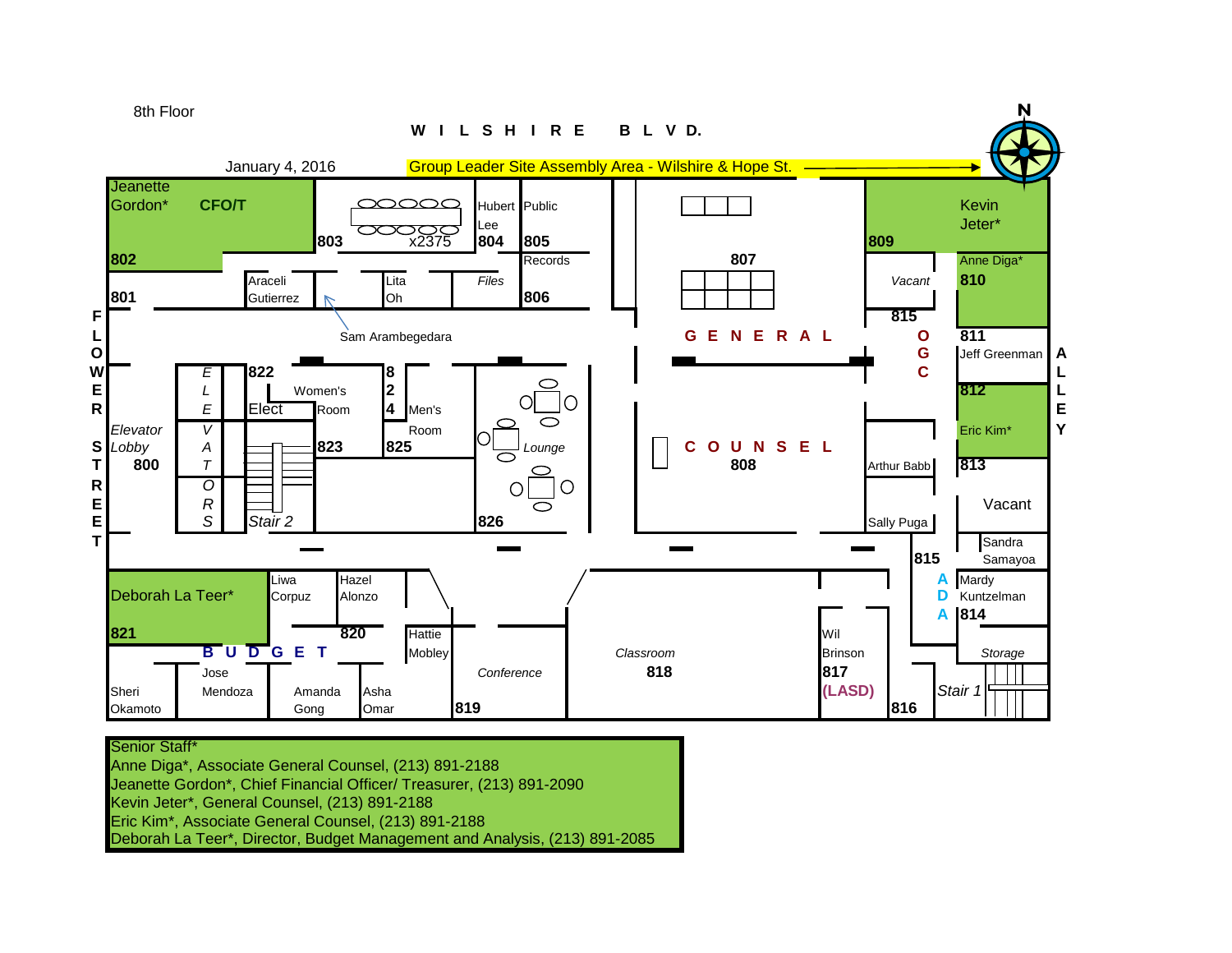8th Floor

**W I L S H I R E   B L V D.**

January 4, 2016

Group Leader Site Assembly Area - Wilshire & Hope St.

N

Jeanette Gordon* **CFO/T**

**802**

**801**

**803** x2375

Hubert Lee **804**

Public **805** Records

Araceli Gutierrez

Lita Oh

*Files*

**806**

Sam Arambegedara

**807**

**G E N E R A L**

**C O U N S E L**

**808**

Kevin Jeter* **809**

*Vacant*

Anne Diga* **810**

**815**

**O G C**

**811** Jeff Greenman

**812** Eric Kim*

**813**

Vacant

Arthur Babb

Sally Puga

**F L O W E R   S T R E E T**

*Elevator Lobby* **800**

*E L E V A T O R S*

**822** Elect

Women's Room

**823**

*Stair 2*

**824** Men's Room

**825**

*Lounge*

**826**

**A L L E Y**

Deborah La Teer* **821**

Liwa Corpuz

Hazel Alonzo

**820**

**B U D G E T**

Jose Mendoza

Sheri Okamoto

Amanda Gong

Asha Omar

Hattie Mobley

*Conference* **819**

*Classroom* **818**

Wil Brinson **817** **(LASD)**

**816**

**815**

**A D A**

Sandra Samayoa

Mardy Kuntzelman **814**

*Storage*

*Stair 1*

Senior Staff*
Anne Diga*, Associate General Counsel, (213) 891-2188
Jeanette Gordon*, Chief Financial Officer/ Treasurer, (213) 891-2090
Kevin Jeter*, General Counsel, (213) 891-2188
Eric Kim*, Associate General Counsel, (213) 891-2188
Deborah La Teer*, Director, Budget Management and Analysis, (213) 891-2085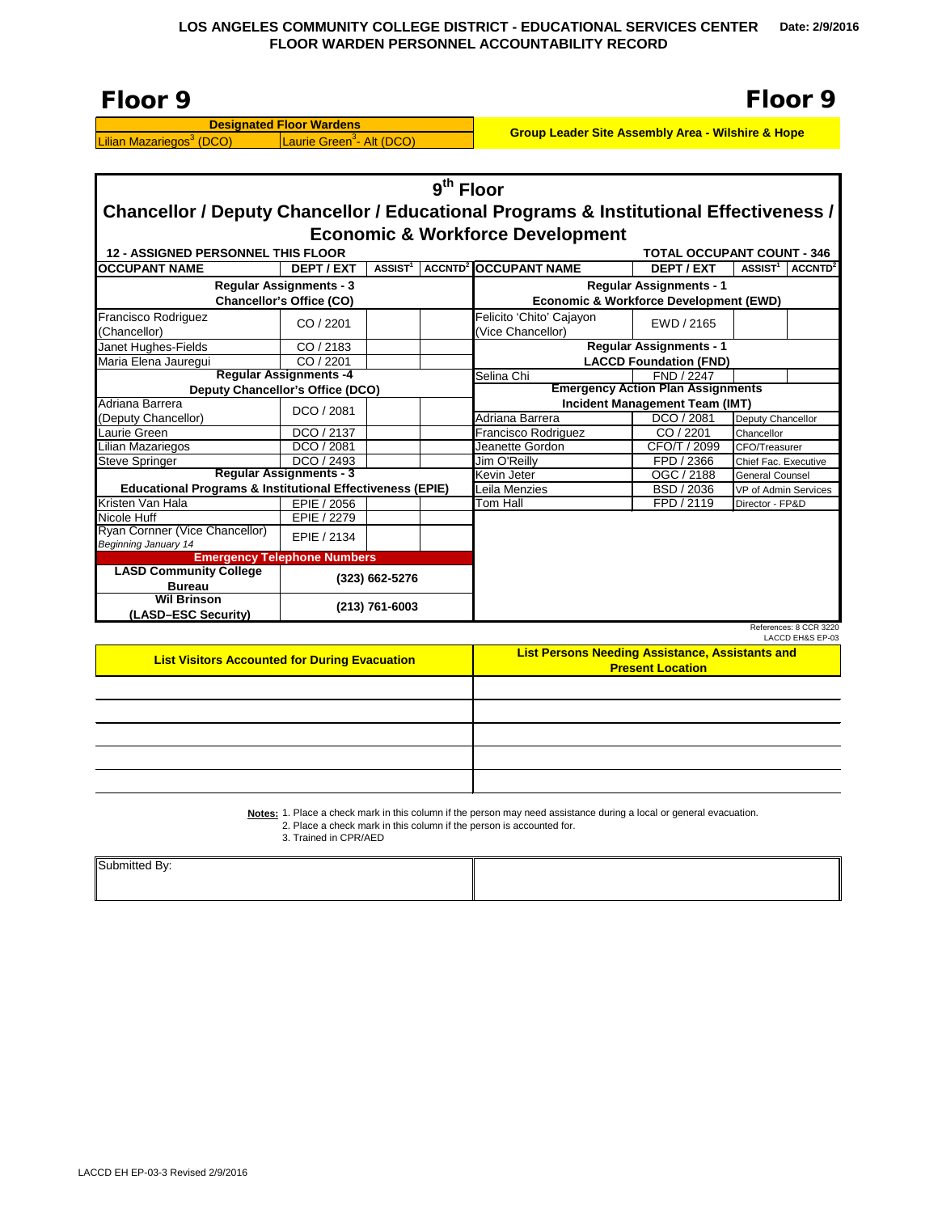**LOS ANGELES COMMUNITY COLLEGE DISTRICT - EDUCATIONAL SERVICES CENTER**
**FLOOR WARDEN PERSONNEL ACCOUNTABILITY RECORD**

Date: 2/9/2016

# Floor 9

| Designated Floor Wardens | | Group Leader Site Assembly Area - Wilshire & Hope |
|---|---|---|
| Lilian Mazariegos[3] (DCO) | Laurie Green[3]- Alt (DCO) | |

## 9th Floor

## Chancellor / Deputy Chancellor / Educational Programs & Institutional Effectiveness / Economic & Workforce Development

**12 - ASSIGNED PERSONNEL THIS FLOOR** — **TOTAL OCCUPANT COUNT - 346**

| OCCUPANT NAME | DEPT / EXT | ASSIST[1] | ACCNTD[2] |
|---|---|---|---|
| **Regular Assignments - 3 Chancellor's Office (CO)** | | | |
| Francisco Rodriguez (Chancellor) | CO / 2201 | | |
| Janet Hughes-Fields | CO / 2183 | | |
| Maria Elena Jauregui | CO / 2201 | | |
| **Regular Assignments -4 Deputy Chancellor's Office (DCO)** | | | |
| Adriana Barrera (Deputy Chancellor) | DCO / 2081 | | |
| Laurie Green | DCO / 2137 | | |
| Lilian Mazariegos | DCO / 2081 | | |
| Steve Springer | DCO / 2493 | | |
| **Regular Assignments - 3 Educational Programs & Institutional Effectiveness (EPIE)** | | | |
| Kristen Van Hala | EPIE / 2056 | | |
| Nicole Huff | EPIE / 2279 | | |
| Ryan Cornner (Vice Chancellor) *Beginning January 14* | EPIE / 2134 | | |

| OCCUPANT NAME | DEPT / EXT | ASSIST[1] | ACCNTD[2] |
|---|---|---|---|
| **Regular Assignments - 1 Economic & Workforce Development (EWD)** | | | |
| Felicito 'Chito' Cajayon (Vice Chancellor) | EWD / 2165 | | |
| **Regular Assignments - 1 LACCD Foundation (FND)** | | | |
| Selina Chi | FND / 2247 | | |

| Emergency Action Plan Assignments Incident Management Team (IMT) | | |
|---|---|---|
| Adriana Barrera | DCO / 2081 | Deputy Chancellor |
| Francisco Rodriguez | CO / 2201 | Chancellor |
| Jeanette Gordon | CFO/T / 2099 | CFO/Treasurer |
| Jim O'Reilly | FPD / 2366 | Chief Fac. Executive |
| Kevin Jeter | OGC / 2188 | General Counsel |
| Leila Menzies | BSD / 2036 | VP of Admin Services |
| Tom Hall | FPD / 2119 | Director - FP&D |

| Emergency Telephone Numbers | |
|---|---|
| **LASD Community College Bureau** | **(323) 662-5276** |
| **Wil Brinson (LASD–ESC Security)** | **(213) 761-6003** |

References: 8 CCR 3220
LACCD EH&S EP-03

| List Visitors Accounted for During Evacuation | List Persons Needing Assistance, Assistants and Present Location |
|---|---|
| | |
| | |
| | |
| | |
| | |

**Notes:** 1. Place a check mark in this column if the person may need assistance during a local or general evacuation.
2. Place a check mark in this column if the person is accounted for.
3. Trained in CPR/AED

| Submitted By: | |
|---|---|
| | |

LACCD EH EP-03-3 Revised 2/9/2016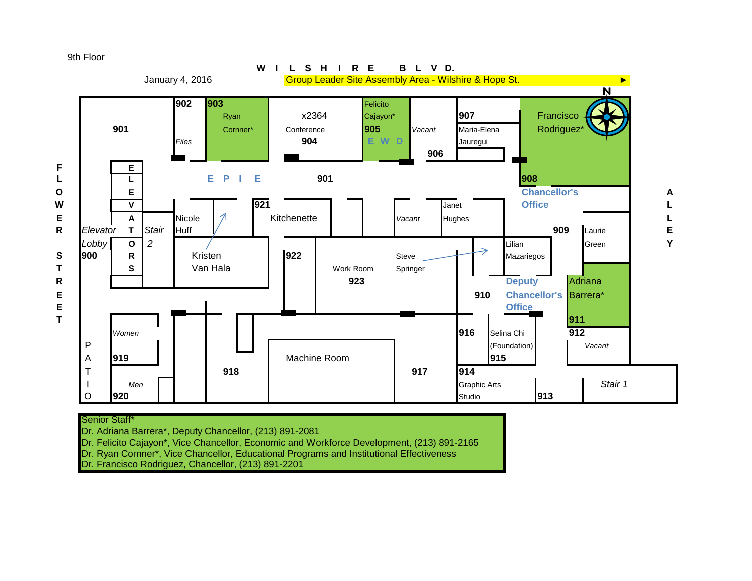9th Floor

January 4, 2016

W I L S H I R E B L V D.

Group Leader Site Assembly Area - Wilshire & Hope St.

N

901

902 Files

903 Ryan Cornner*

x2364 Conference 904

Felicito Cajayon* 905 E W D

Vacant 906

907 Maria-Elena Jauregui

Francisco Rodriguez*

908 Chancellor's Office

E P I E

901

F L O W E R S T R E E T

ELEVATORS

Elevator Lobby 900

Stair 2

Nicole Huff

Kristen Van Hala

921 Kitchenette

Vacant

Janet Hughes

909

Laurie Green

A L L E Y

922

Work Room 923

Steve Springer

Lilian Mazariegos

910

Deputy Chancellor's Office

Adriana Barrera* 911

912 Vacant

Women 919

Men 920

P A T I O

918

Machine Room

917

916

Selina Chi (Foundation) 915

914 Graphic Arts Studio

913

Stair 1

Senior Staff*
Dr. Adriana Barrera*, Deputy Chancellor, (213) 891-2081
Dr. Felicito Cajayon*, Vice Chancellor, Economic and Workforce Development, (213) 891-2165
Dr. Ryan Cornner*, Vice Chancellor, Educational Programs and Institutional Effectiveness
Dr. Francisco Rodriguez, Chancellor, (213) 891-2201